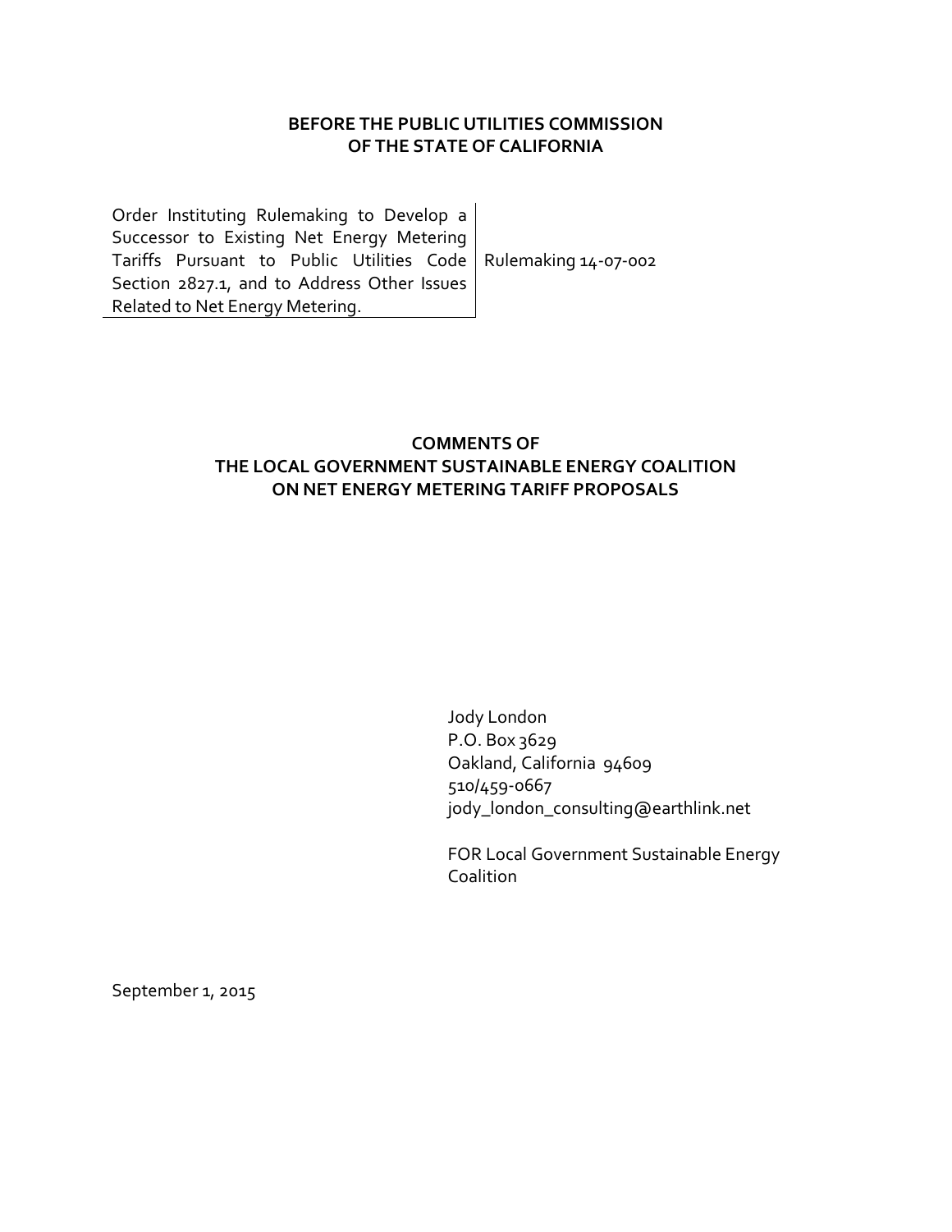**BEFORE THE PUBLIC UTILITIES COMMISSION OF THE STATE OF CALIFORNIA**

| | |
|---|---|
| Order Instituting Rulemaking to Develop a Successor to Existing Net Energy Metering Tariffs Pursuant to Public Utilities Code Section 2827.1, and to Address Other Issues Related to Net Energy Metering. | Rulemaking 14-07-002 |

**COMMENTS OF**
**THE LOCAL GOVERNMENT SUSTAINABLE ENERGY COALITION**
**ON NET ENERGY METERING TARIFF PROPOSALS**

Jody London
P.O. Box 3629
Oakland, California 94609
510/459-0667
jody_london_consulting@earthlink.net

FOR Local Government Sustainable Energy Coalition

September 1, 2015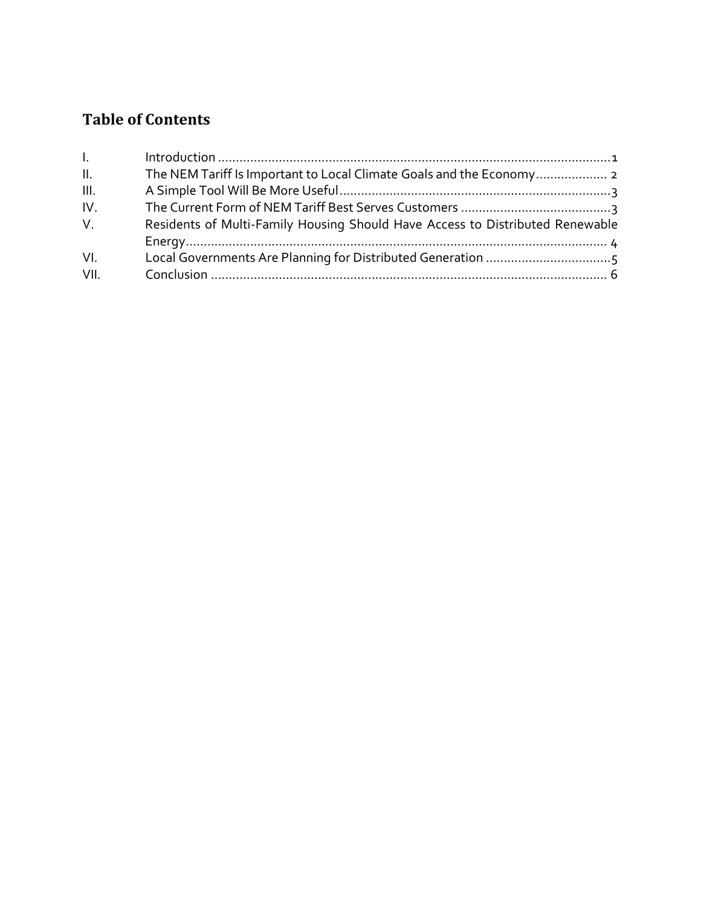## Table of Contents

| | | |
|---|---|---|
| I. | Introduction | 1 |
| II. | The NEM Tariff Is Important to Local Climate Goals and the Economy | 2 |
| III. | A Simple Tool Will Be More Useful | 3 |
| IV. | The Current Form of NEM Tariff Best Serves Customers | 3 |
| V. | Residents of Multi-Family Housing Should Have Access to Distributed Renewable Energy | 4 |
| VI. | Local Governments Are Planning for Distributed Generation | 5 |
| VII. | Conclusion | 6 |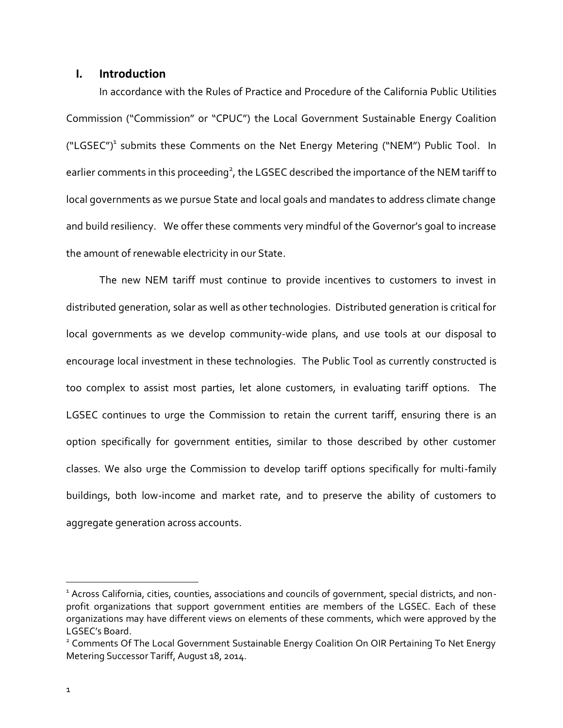## I. Introduction

In accordance with the Rules of Practice and Procedure of the California Public Utilities Commission ("Commission" or "CPUC") the Local Government Sustainable Energy Coalition ("LGSEC")[1] submits these Comments on the Net Energy Metering ("NEM") Public Tool. In earlier comments in this proceeding[2], the LGSEC described the importance of the NEM tariff to local governments as we pursue State and local goals and mandates to address climate change and build resiliency. We offer these comments very mindful of the Governor's goal to increase the amount of renewable electricity in our State.

The new NEM tariff must continue to provide incentives to customers to invest in distributed generation, solar as well as other technologies. Distributed generation is critical for local governments as we develop community-wide plans, and use tools at our disposal to encourage local investment in these technologies. The Public Tool as currently constructed is too complex to assist most parties, let alone customers, in evaluating tariff options. The LGSEC continues to urge the Commission to retain the current tariff, ensuring there is an option specifically for government entities, similar to those described by other customer classes. We also urge the Commission to develop tariff options specifically for multi-family buildings, both low-income and market rate, and to preserve the ability of customers to aggregate generation across accounts.

---

[1] Across California, cities, counties, associations and councils of government, special districts, and non-profit organizations that support government entities are members of the LGSEC. Each of these organizations may have different views on elements of these comments, which were approved by the LGSEC's Board.

[2] Comments Of The Local Government Sustainable Energy Coalition On OIR Pertaining To Net Energy Metering Successor Tariff, August 18, 2014.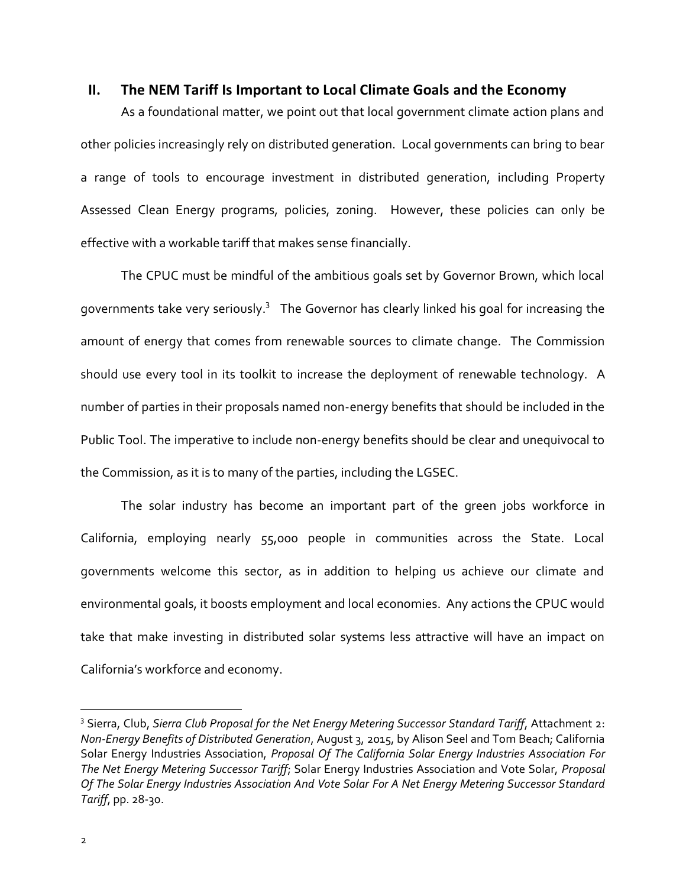## II. The NEM Tariff Is Important to Local Climate Goals and the Economy

As a foundational matter, we point out that local government climate action plans and other policies increasingly rely on distributed generation. Local governments can bring to bear a range of tools to encourage investment in distributed generation, including Property Assessed Clean Energy programs, policies, zoning. However, these policies can only be effective with a workable tariff that makes sense financially.

The CPUC must be mindful of the ambitious goals set by Governor Brown, which local governments take very seriously.[3] The Governor has clearly linked his goal for increasing the amount of energy that comes from renewable sources to climate change. The Commission should use every tool in its toolkit to increase the deployment of renewable technology. A number of parties in their proposals named non-energy benefits that should be included in the Public Tool. The imperative to include non-energy benefits should be clear and unequivocal to the Commission, as it is to many of the parties, including the LGSEC.

The solar industry has become an important part of the green jobs workforce in California, employing nearly 55,000 people in communities across the State. Local governments welcome this sector, as in addition to helping us achieve our climate and environmental goals, it boosts employment and local economies. Any actions the CPUC would take that make investing in distributed solar systems less attractive will have an impact on California's workforce and economy.

---

[3] Sierra, Club, *Sierra Club Proposal for the Net Energy Metering Successor Standard Tariff*, Attachment 2: *Non-Energy Benefits of Distributed Generation*, August 3, 2015, by Alison Seel and Tom Beach; California Solar Energy Industries Association, *Proposal Of The California Solar Energy Industries Association For The Net Energy Metering Successor Tariff*; Solar Energy Industries Association and Vote Solar, *Proposal Of The Solar Energy Industries Association And Vote Solar For A Net Energy Metering Successor Standard Tariff*, pp. 28-30.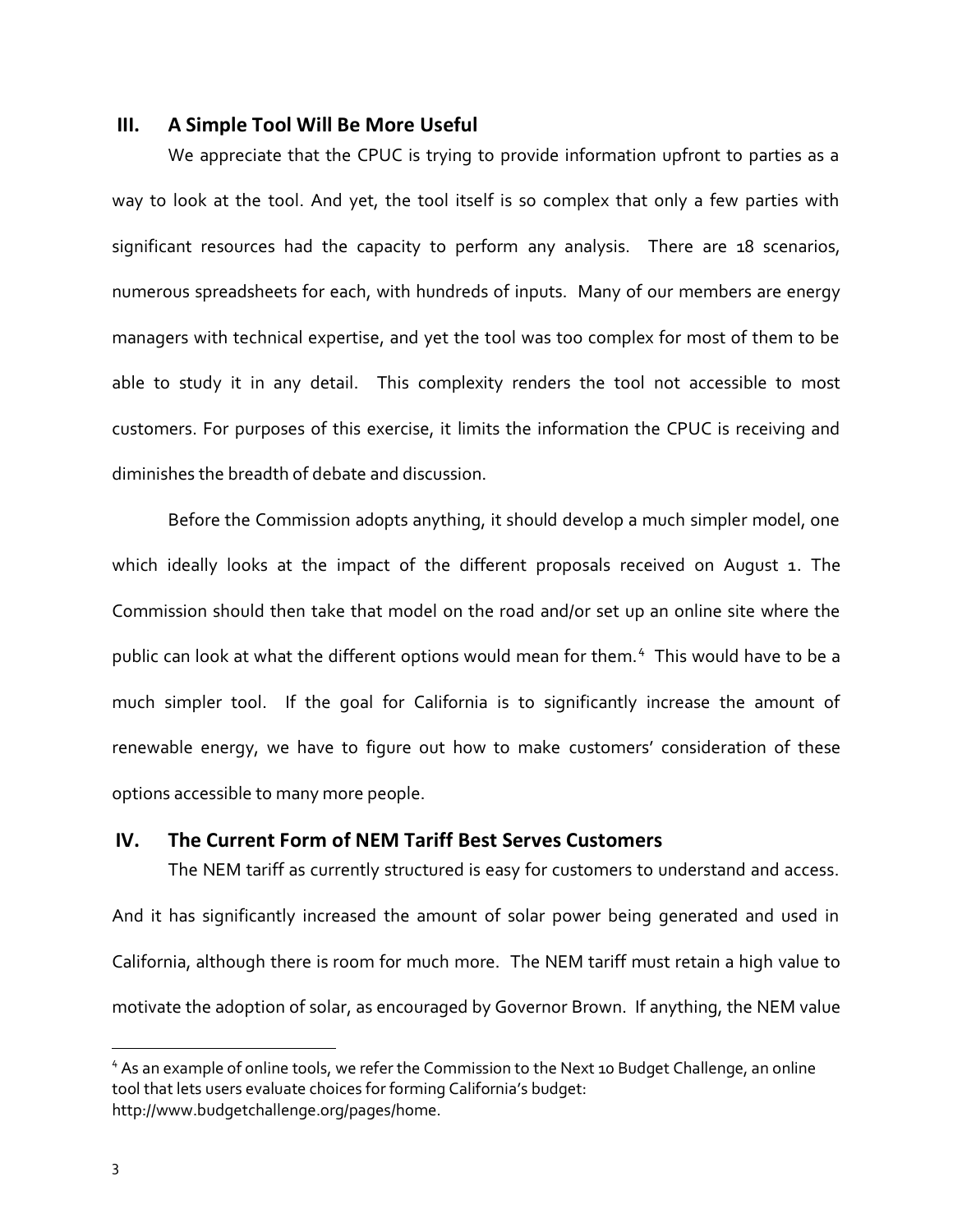## III. A Simple Tool Will Be More Useful

We appreciate that the CPUC is trying to provide information upfront to parties as a way to look at the tool. And yet, the tool itself is so complex that only a few parties with significant resources had the capacity to perform any analysis. There are 18 scenarios, numerous spreadsheets for each, with hundreds of inputs. Many of our members are energy managers with technical expertise, and yet the tool was too complex for most of them to be able to study it in any detail. This complexity renders the tool not accessible to most customers. For purposes of this exercise, it limits the information the CPUC is receiving and diminishes the breadth of debate and discussion.

Before the Commission adopts anything, it should develop a much simpler model, one which ideally looks at the impact of the different proposals received on August 1. The Commission should then take that model on the road and/or set up an online site where the public can look at what the different options would mean for them.[4] This would have to be a much simpler tool. If the goal for California is to significantly increase the amount of renewable energy, we have to figure out how to make customers' consideration of these options accessible to many more people.

## IV. The Current Form of NEM Tariff Best Serves Customers

The NEM tariff as currently structured is easy for customers to understand and access. And it has significantly increased the amount of solar power being generated and used in California, although there is room for much more. The NEM tariff must retain a high value to motivate the adoption of solar, as encouraged by Governor Brown. If anything, the NEM value

[4] As an example of online tools, we refer the Commission to the Next 10 Budget Challenge, an online tool that lets users evaluate choices for forming California's budget: http://www.budgetchallenge.org/pages/home.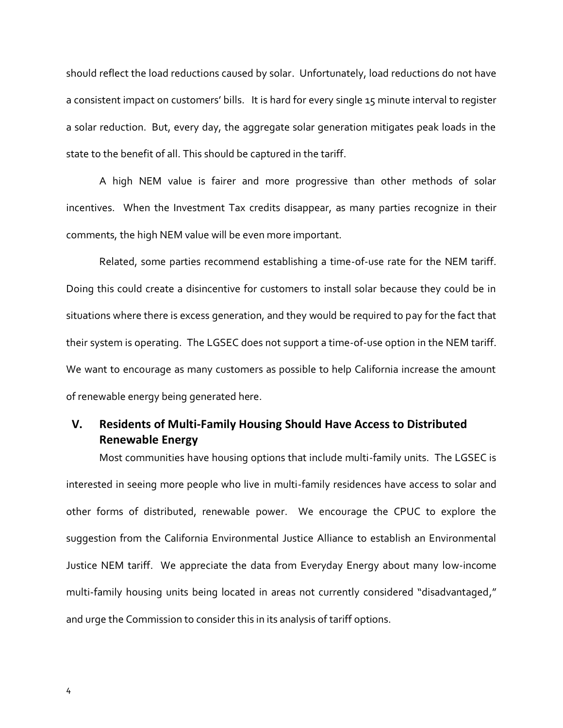should reflect the load reductions caused by solar. Unfortunately, load reductions do not have a consistent impact on customers' bills. It is hard for every single 15 minute interval to register a solar reduction. But, every day, the aggregate solar generation mitigates peak loads in the state to the benefit of all. This should be captured in the tariff.

A high NEM value is fairer and more progressive than other methods of solar incentives. When the Investment Tax credits disappear, as many parties recognize in their comments, the high NEM value will be even more important.

Related, some parties recommend establishing a time-of-use rate for the NEM tariff. Doing this could create a disincentive for customers to install solar because they could be in situations where there is excess generation, and they would be required to pay for the fact that their system is operating. The LGSEC does not support a time-of-use option in the NEM tariff. We want to encourage as many customers as possible to help California increase the amount of renewable energy being generated here.

## V. Residents of Multi-Family Housing Should Have Access to Distributed Renewable Energy

Most communities have housing options that include multi-family units. The LGSEC is interested in seeing more people who live in multi-family residences have access to solar and other forms of distributed, renewable power. We encourage the CPUC to explore the suggestion from the California Environmental Justice Alliance to establish an Environmental Justice NEM tariff. We appreciate the data from Everyday Energy about many low-income multi-family housing units being located in areas not currently considered "disadvantaged," and urge the Commission to consider this in its analysis of tariff options.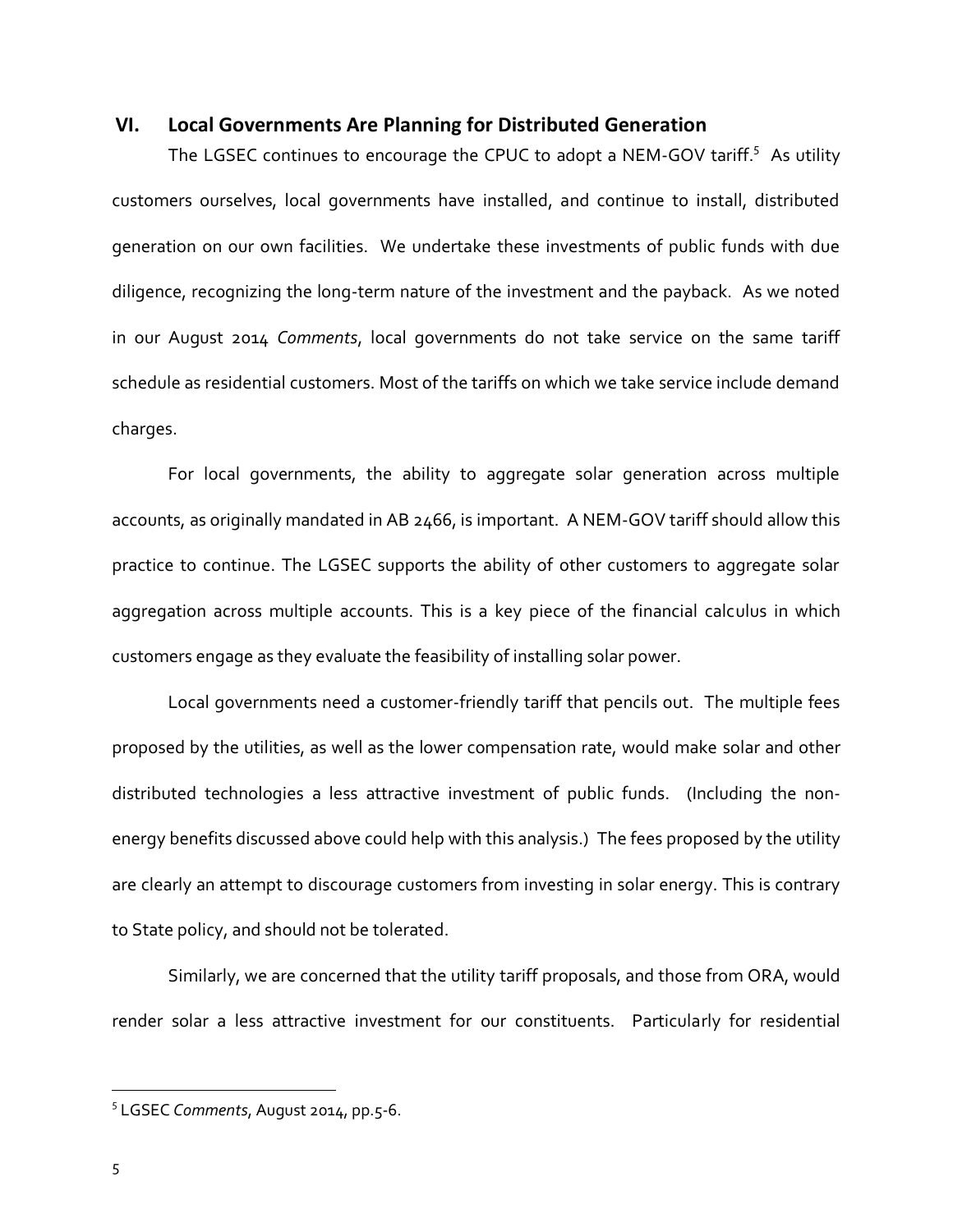## VI. Local Governments Are Planning for Distributed Generation

The LGSEC continues to encourage the CPUC to adopt a NEM-GOV tariff.[5] As utility customers ourselves, local governments have installed, and continue to install, distributed generation on our own facilities. We undertake these investments of public funds with due diligence, recognizing the long-term nature of the investment and the payback. As we noted in our August 2014 *Comments*, local governments do not take service on the same tariff schedule as residential customers. Most of the tariffs on which we take service include demand charges.

For local governments, the ability to aggregate solar generation across multiple accounts, as originally mandated in AB 2466, is important. A NEM-GOV tariff should allow this practice to continue. The LGSEC supports the ability of other customers to aggregate solar aggregation across multiple accounts. This is a key piece of the financial calculus in which customers engage as they evaluate the feasibility of installing solar power.

Local governments need a customer-friendly tariff that pencils out. The multiple fees proposed by the utilities, as well as the lower compensation rate, would make solar and other distributed technologies a less attractive investment of public funds. (Including the non-energy benefits discussed above could help with this analysis.) The fees proposed by the utility are clearly an attempt to discourage customers from investing in solar energy. This is contrary to State policy, and should not be tolerated.

Similarly, we are concerned that the utility tariff proposals, and those from ORA, would render solar a less attractive investment for our constituents. Particularly for residential

---

[5] LGSEC *Comments*, August 2014, pp.5-6.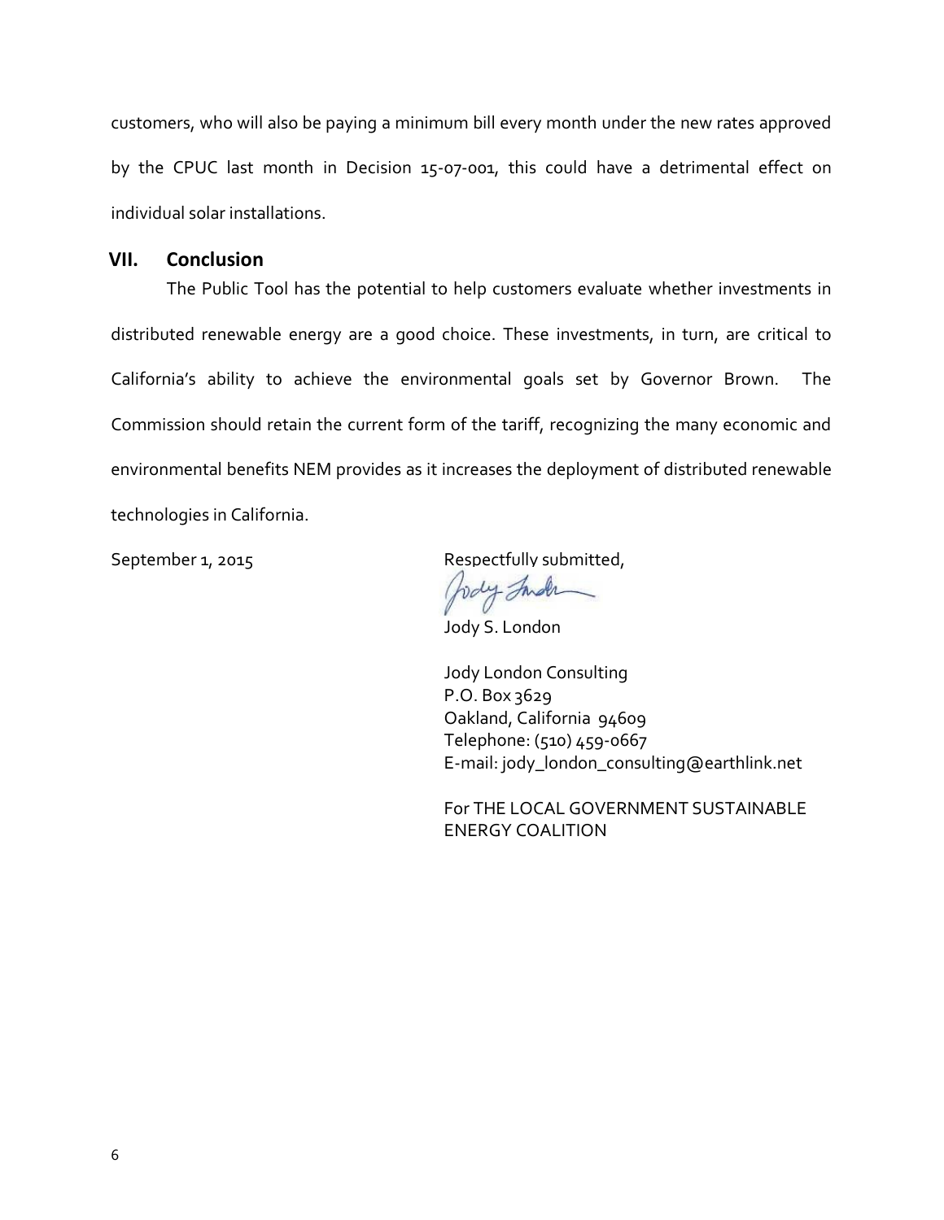customers, who will also be paying a minimum bill every month under the new rates approved by the CPUC last month in Decision 15-07-001, this could have a detrimental effect on individual solar installations.

## VII. Conclusion

The Public Tool has the potential to help customers evaluate whether investments in distributed renewable energy are a good choice. These investments, in turn, are critical to California's ability to achieve the environmental goals set by Governor Brown. The Commission should retain the current form of the tariff, recognizing the many economic and environmental benefits NEM provides as it increases the deployment of distributed renewable technologies in California.

September 1, 2015

Respectfully submitted,

Jody S. London

Jody London Consulting
P.O. Box 3629
Oakland, California 94609
Telephone: (510) 459-0667
E-mail: jody_london_consulting@earthlink.net

For THE LOCAL GOVERNMENT SUSTAINABLE ENERGY COALITION